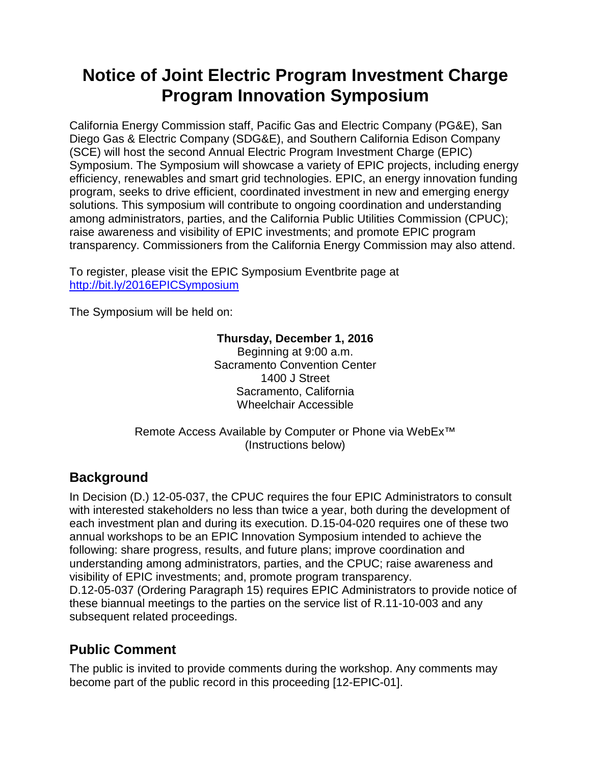# Notice of Joint Electric Program Investment Charge Program Innovation Symposium

California Energy Commission staff, Pacific Gas and Electric Company (PG&E), San Diego Gas & Electric Company (SDG&E), and Southern California Edison Company (SCE) will host the second Annual Electric Program Investment Charge (EPIC) Symposium. The Symposium will showcase a variety of EPIC projects, including energy efficiency, renewables and smart grid technologies. EPIC, an energy innovation funding program, seeks to drive efficient, coordinated investment in new and emerging energy solutions. This symposium will contribute to ongoing coordination and understanding among administrators, parties, and the California Public Utilities Commission (CPUC); raise awareness and visibility of EPIC investments; and promote EPIC program transparency. Commissioners from the California Energy Commission may also attend.

To register, please visit the EPIC Symposium Eventbrite page at http://bit.ly/2016EPICSymposium

The Symposium will be held on:

**Thursday, December 1, 2016**
Beginning at 9:00 a.m.
Sacramento Convention Center
1400 J Street
Sacramento, California
Wheelchair Accessible

Remote Access Available by Computer or Phone via WebEx™
(Instructions below)

## Background

In Decision (D.) 12-05-037, the CPUC requires the four EPIC Administrators to consult with interested stakeholders no less than twice a year, both during the development of each investment plan and during its execution. D.15-04-020 requires one of these two annual workshops to be an EPIC Innovation Symposium intended to achieve the following: share progress, results, and future plans; improve coordination and understanding among administrators, parties, and the CPUC; raise awareness and visibility of EPIC investments; and, promote program transparency.
D.12-05-037 (Ordering Paragraph 15) requires EPIC Administrators to provide notice of these biannual meetings to the parties on the service list of R.11-10-003 and any subsequent related proceedings.

## Public Comment

The public is invited to provide comments during the workshop. Any comments may become part of the public record in this proceeding [12-EPIC-01].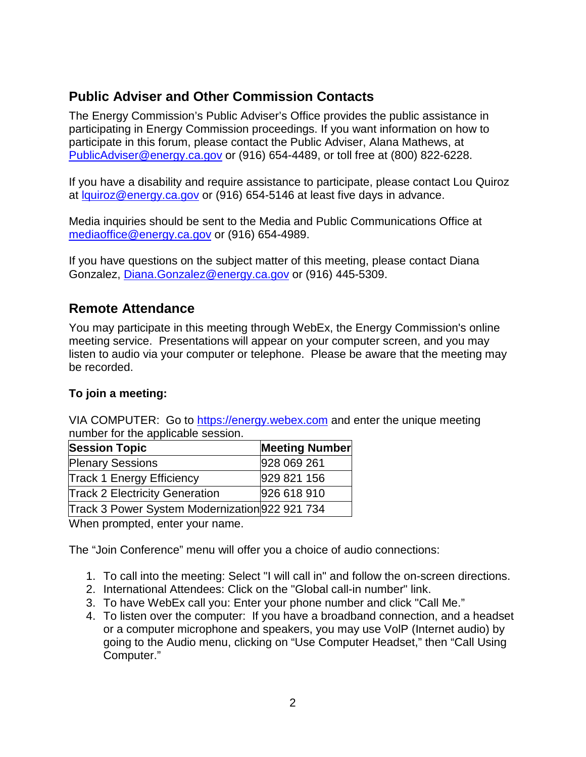## Public Adviser and Other Commission Contacts

The Energy Commission's Public Adviser's Office provides the public assistance in participating in Energy Commission proceedings. If you want information on how to participate in this forum, please contact the Public Adviser, Alana Mathews, at PublicAdviser@energy.ca.gov or (916) 654-4489, or toll free at (800) 822-6228.

If you have a disability and require assistance to participate, please contact Lou Quiroz at lquiroz@energy.ca.gov or (916) 654-5146 at least five days in advance.

Media inquiries should be sent to the Media and Public Communications Office at mediaoffice@energy.ca.gov or (916) 654-4989.

If you have questions on the subject matter of this meeting, please contact Diana Gonzalez, Diana.Gonzalez@energy.ca.gov or (916) 445-5309.

## Remote Attendance

You may participate in this meeting through WebEx, the Energy Commission's online meeting service. Presentations will appear on your computer screen, and you may listen to audio via your computer or telephone. Please be aware that the meeting may be recorded.

**To join a meeting:**

VIA COMPUTER: Go to https://energy.webex.com and enter the unique meeting number for the applicable session.

| Session Topic | Meeting Number |
|---|---|
| Plenary Sessions | 928 069 261 |
| Track 1 Energy Efficiency | 929 821 156 |
| Track 2 Electricity Generation | 926 618 910 |
| Track 3 Power System Modernization | 922 921 734 |

When prompted, enter your name.

The "Join Conference" menu will offer you a choice of audio connections:

1. To call into the meeting: Select "I will call in" and follow the on-screen directions.
2. International Attendees: Click on the "Global call-in number" link.
3. To have WebEx call you: Enter your phone number and click "Call Me."
4. To listen over the computer: If you have a broadband connection, and a headset or a computer microphone and speakers, you may use VolP (Internet audio) by going to the Audio menu, clicking on "Use Computer Headset," then "Call Using Computer."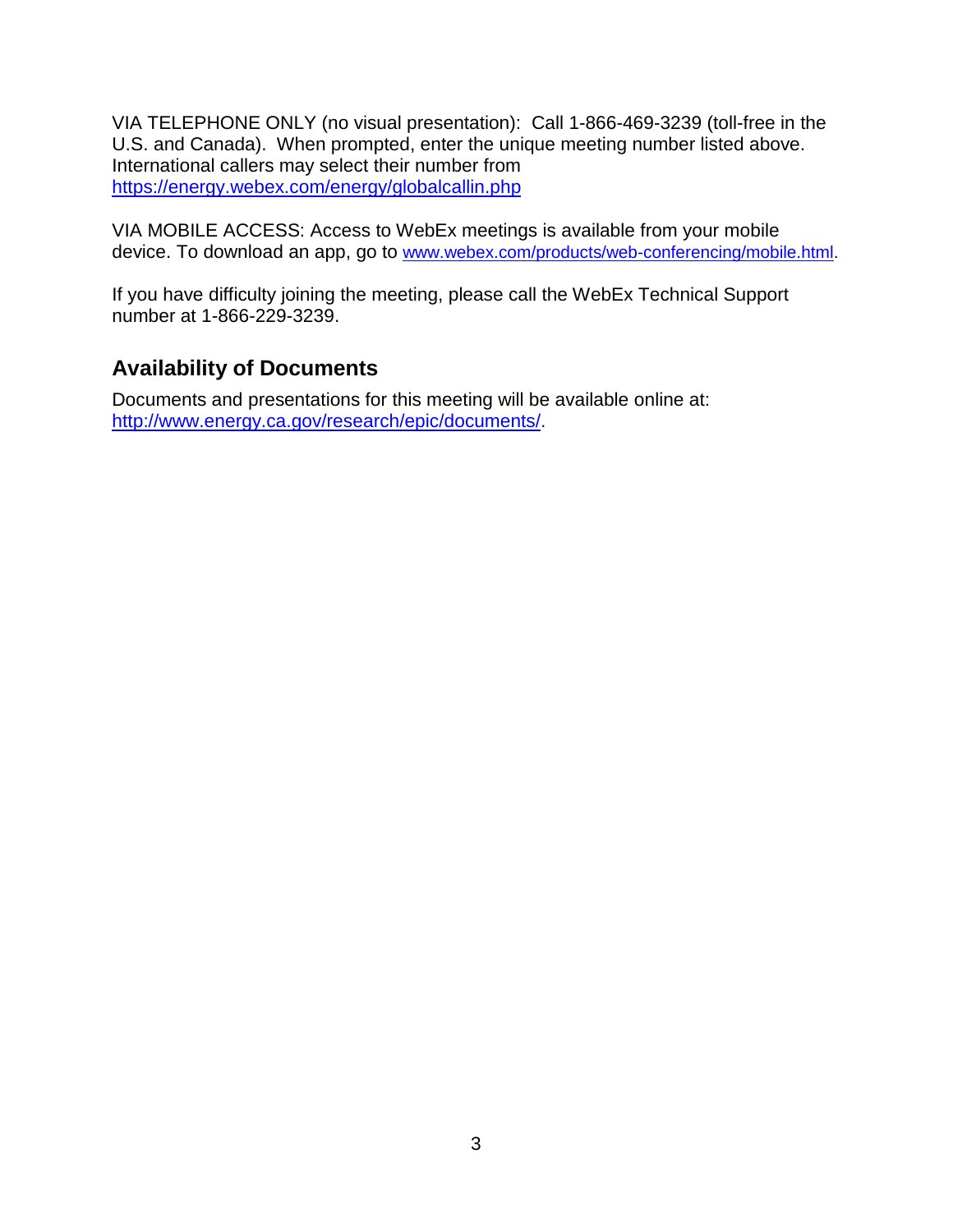VIA TELEPHONE ONLY (no visual presentation): Call 1-866-469-3239 (toll-free in the U.S. and Canada). When prompted, enter the unique meeting number listed above. International callers may select their number from https://energy.webex.com/energy/globalcallin.php

VIA MOBILE ACCESS: Access to WebEx meetings is available from your mobile device. To download an app, go to www.webex.com/products/web-conferencing/mobile.html.

If you have difficulty joining the meeting, please call the WebEx Technical Support number at 1-866-229-3239.

## Availability of Documents

Documents and presentations for this meeting will be available online at: http://www.energy.ca.gov/research/epic/documents/.